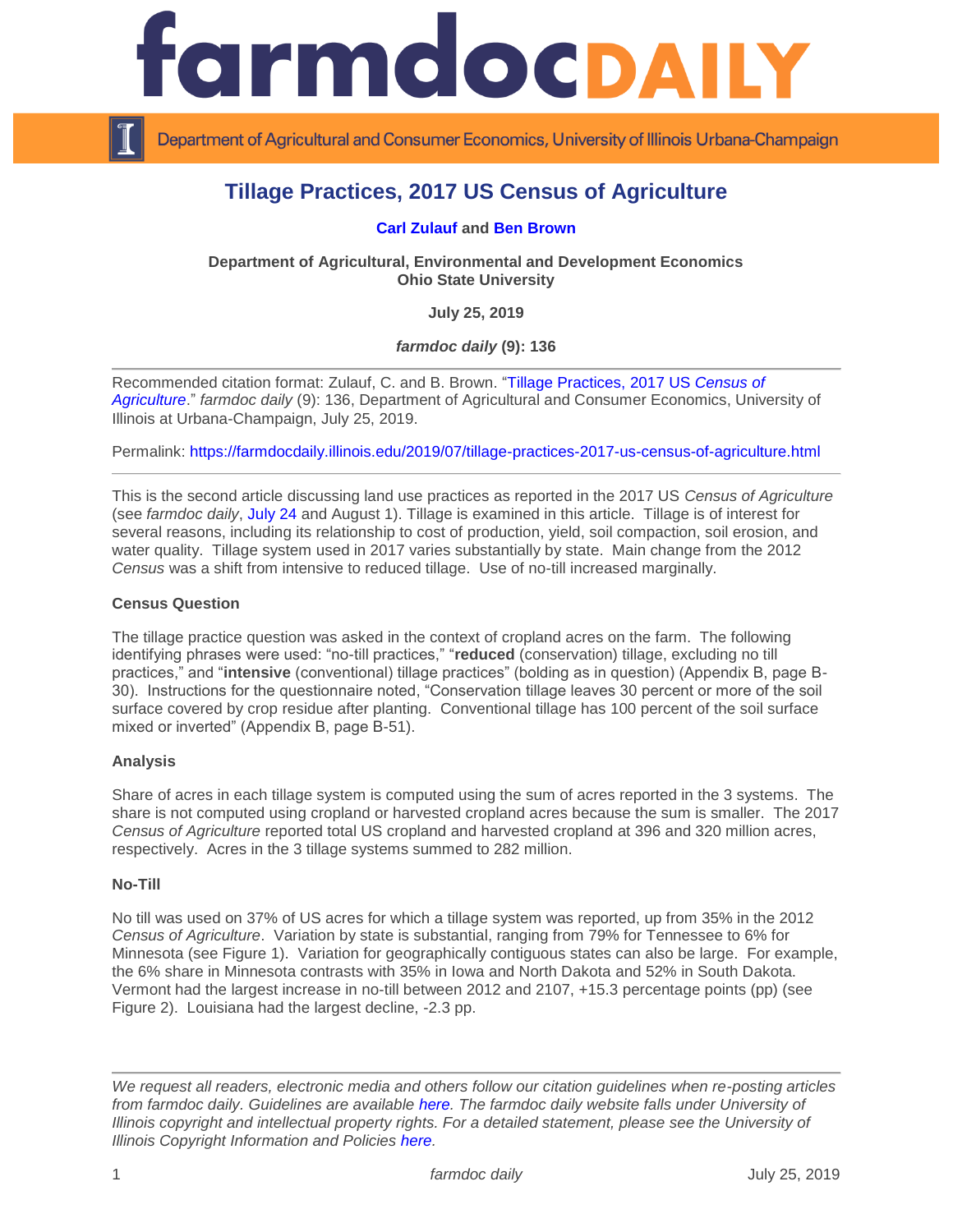# farmdoc DAILY

Department of Agricultural and Consumer Economics, University of Illinois Urbana-Champaign

## Tillage Practices, 2017 US Census of Agriculture

**Carl Zulauf and Ben Brown**

**Department of Agricultural, Environmental and Development Economics**
**Ohio State University**

**July 25, 2019**

***farmdoc daily* (9): 136**

---

Recommended citation format: Zulauf, C. and B. Brown. "Tillage Practices, 2017 US *Census of Agriculture*." *farmdoc daily* (9): 136, Department of Agricultural and Consumer Economics, University of Illinois at Urbana-Champaign, July 25, 2019.

Permalink: https://farmdocdaily.illinois.edu/2019/07/tillage-practices-2017-us-census-of-agriculture.html

---

This is the second article discussing land use practices as reported in the 2017 US *Census of Agriculture* (see *farmdoc daily*, July 24 and August 1). Tillage is examined in this article. Tillage is of interest for several reasons, including its relationship to cost of production, yield, soil compaction, soil erosion, and water quality. Tillage system used in 2017 varies substantially by state. Main change from the 2012 *Census* was a shift from intensive to reduced tillage. Use of no-till increased marginally.

### Census Question

The tillage practice question was asked in the context of cropland acres on the farm. The following identifying phrases were used: "no-till practices," "**reduced** (conservation) tillage, excluding no till practices," and "**intensive** (conventional) tillage practices" (bolding as in question) (Appendix B, page B-30). Instructions for the questionnaire noted, "Conservation tillage leaves 30 percent or more of the soil surface covered by crop residue after planting. Conventional tillage has 100 percent of the soil surface mixed or inverted" (Appendix B, page B-51).

### Analysis

Share of acres in each tillage system is computed using the sum of acres reported in the 3 systems. The share is not computed using cropland or harvested cropland acres because the sum is smaller. The 2017 *Census of Agriculture* reported total US cropland and harvested cropland at 396 and 320 million acres, respectively. Acres in the 3 tillage systems summed to 282 million.

### No-Till

No till was used on 37% of US acres for which a tillage system was reported, up from 35% in the 2012 *Census of Agriculture*. Variation by state is substantial, ranging from 79% for Tennessee to 6% for Minnesota (see Figure 1). Variation for geographically contiguous states can also be large. For example, the 6% share in Minnesota contrasts with 35% in Iowa and North Dakota and 52% in South Dakota. Vermont had the largest increase in no-till between 2012 and 2107, +15.3 percentage points (pp) (see Figure 2). Louisiana had the largest decline, -2.3 pp.

---

*We request all readers, electronic media and others follow our citation guidelines when re-posting articles from farmdoc daily. Guidelines are available here. The farmdoc daily website falls under University of Illinois copyright and intellectual property rights. For a detailed statement, please see the University of Illinois Copyright Information and Policies here.*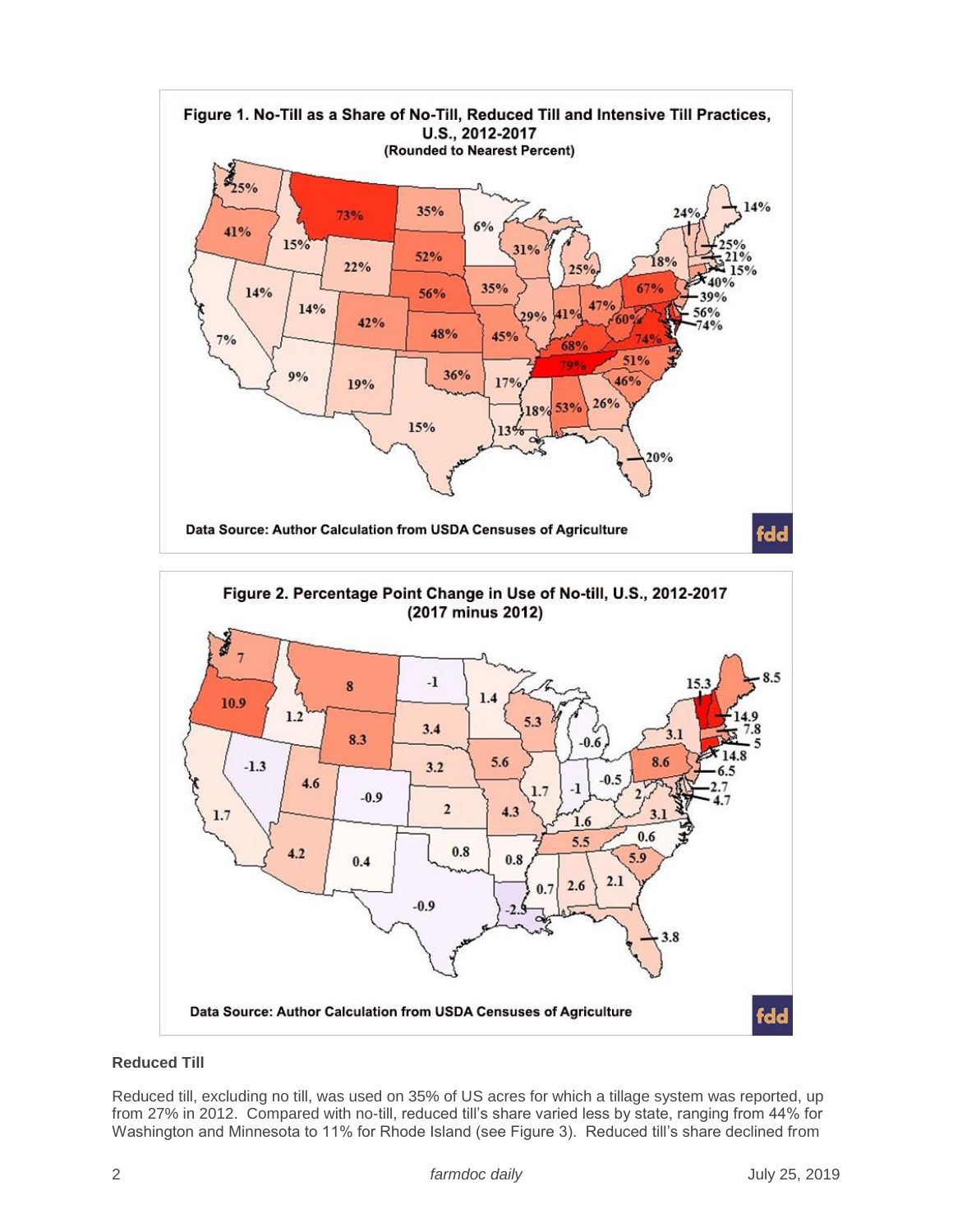Figure 1. No-Till as a Share of No-Till, Reduced Till and Intensive Till Practices, U.S., 2012-2017 (Rounded to Nearest Percent)

Data Source: Author Calculation from USDA Censuses of Agriculture

Figure 2. Percentage Point Change in Use of No-till, U.S., 2012-2017 (2017 minus 2012)

Data Source: Author Calculation from USDA Censuses of Agriculture

### Reduced Till

Reduced till, excluding no till, was used on 35% of US acres for which a tillage system was reported, up from 27% in 2012. Compared with no-till, reduced till's share varied less by state, ranging from 44% for Washington and Minnesota to 11% for Rhode Island (see Figure 3). Reduced till's share declined from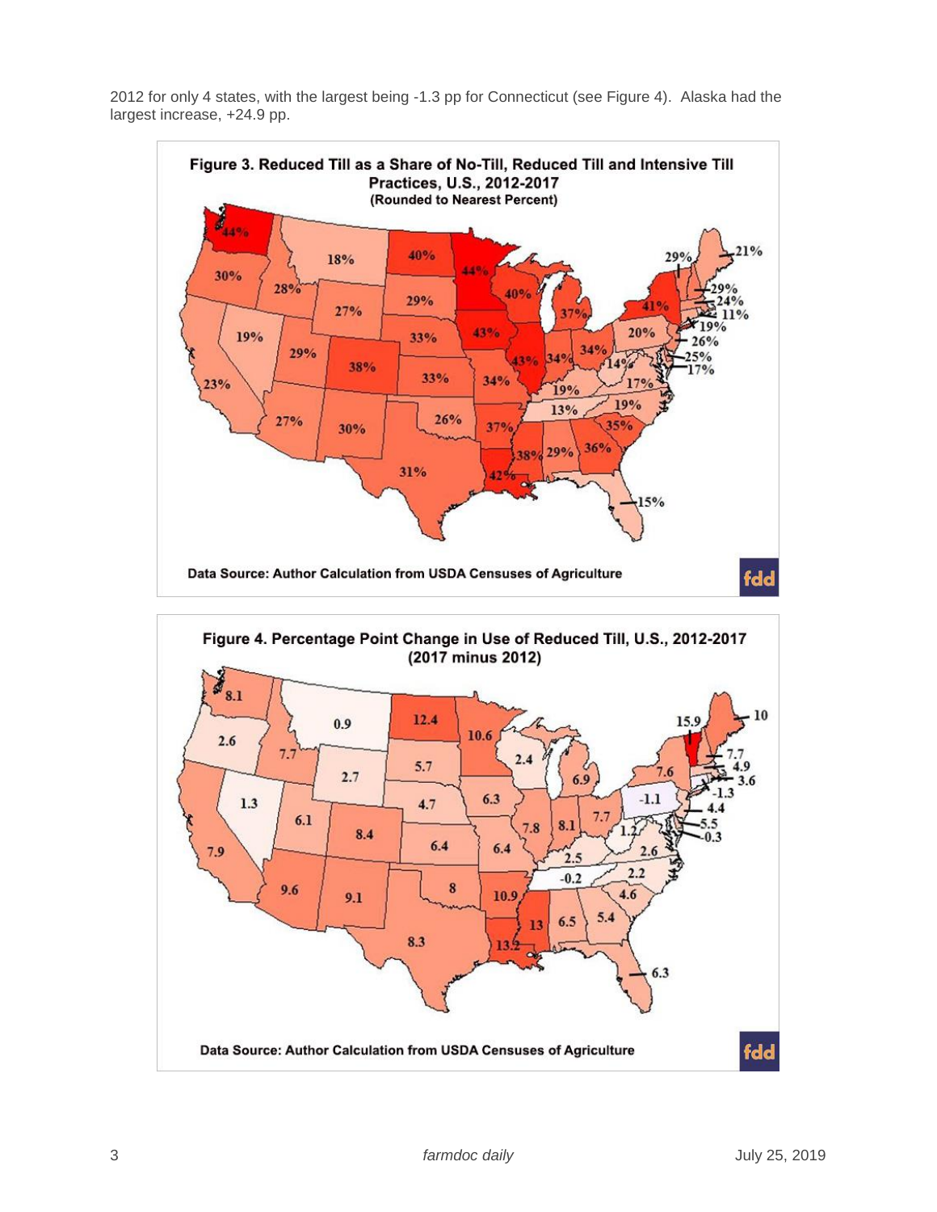2012 for only 4 states, with the largest being -1.3 pp for Connecticut (see Figure 4). Alaska had the largest increase, +24.9 pp.

**Figure 3. Reduced Till as a Share of No-Till, Reduced Till and Intensive Till Practices, U.S., 2012-2017 (Rounded to Nearest Percent)**

Data Source: Author Calculation from USDA Censuses of Agriculture

**Figure 4. Percentage Point Change in Use of Reduced Till, U.S., 2012-2017 (2017 minus 2012)**

Data Source: Author Calculation from USDA Censuses of Agriculture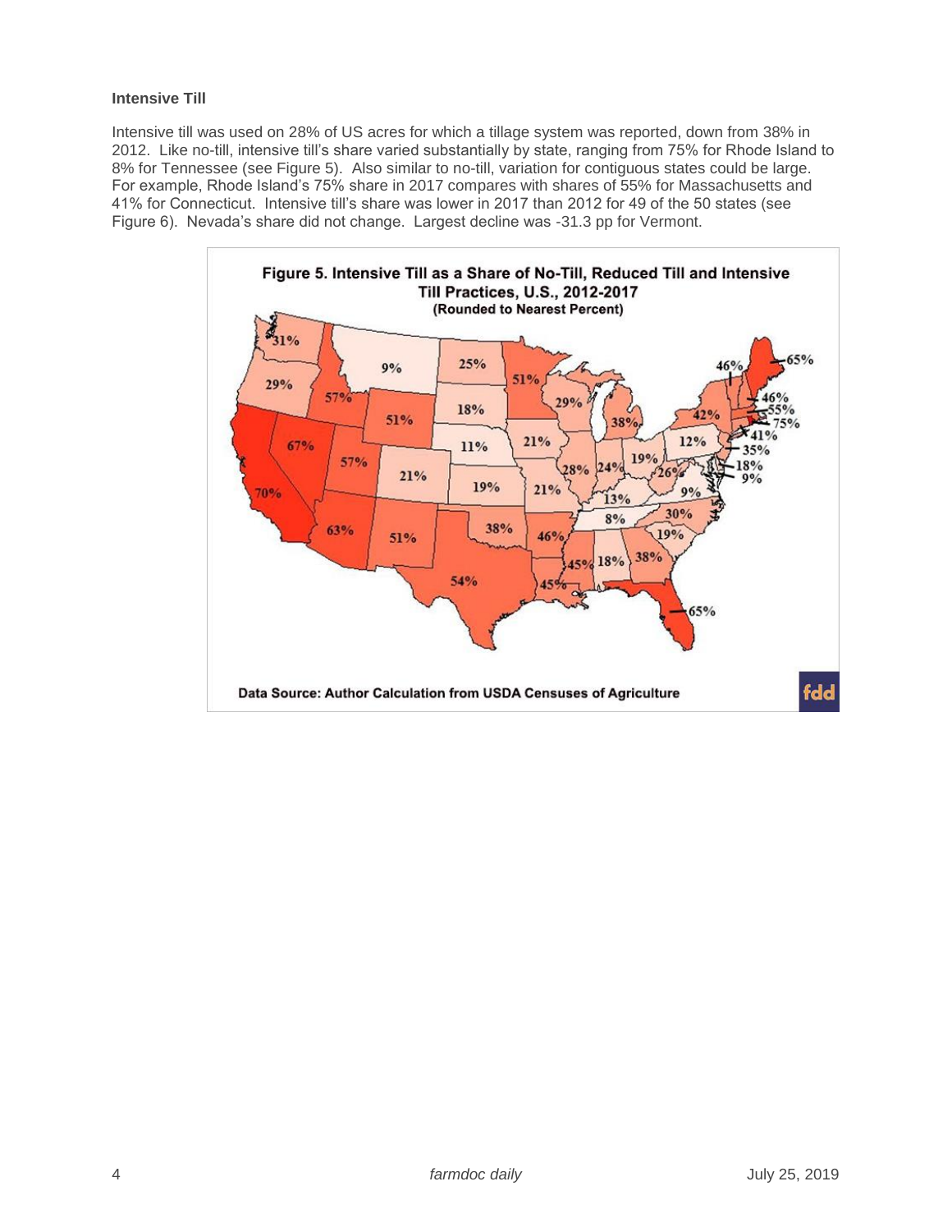### Intensive Till

Intensive till was used on 28% of US acres for which a tillage system was reported, down from 38% in 2012. Like no-till, intensive till's share varied substantially by state, ranging from 75% for Rhode Island to 8% for Tennessee (see Figure 5). Also similar to no-till, variation for contiguous states could be large. For example, Rhode Island's 75% share in 2017 compares with shares of 55% for Massachusetts and 41% for Connecticut. Intensive till's share was lower in 2017 than 2012 for 49 of the 50 states (see Figure 6). Nevada's share did not change. Largest decline was -31.3 pp for Vermont.

**Figure 5. Intensive Till as a Share of No-Till, Reduced Till and Intensive Till Practices, U.S., 2012-2017**
**(Rounded to Nearest Percent)**

Data Source: Author Calculation from USDA Censuses of Agriculture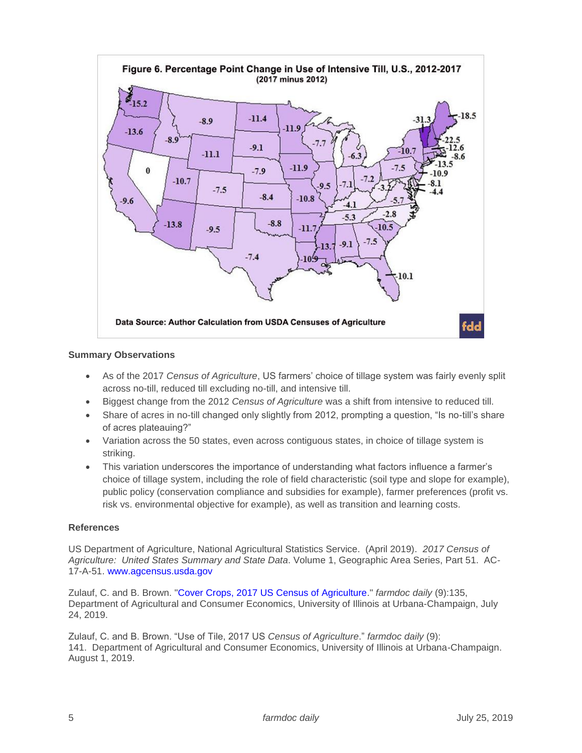**Figure 6. Percentage Point Change in Use of Intensive Till, U.S., 2012-2017**
**(2017 minus 2012)**

-15.2
-13.6
-8.9
-8.9
-11.4
-11.9
-31.3
-18.5
-22.5
-12.6
-8.6
-13.5
-10.9
-8.1
-4.4
-9.1
-7.7
-6.3
-10.7
0
-11.1
-7.9
-11.9
-7.5
-10.7
-7.5
-9.5
-7.1
-7.2
-3.2
-9.6
-8.4
-10.8
-4.1
-5.7
-5.3
-2.8
-13.8
-9.5
-8.8
-11.7
-10.5
-13.7
-9.1
-7.5
-7.4
-10.9
-10.1

**Data Source: Author Calculation from USDA Censuses of Agriculture**

fdd

### Summary Observations

- As of the 2017 *Census of Agriculture*, US farmers' choice of tillage system was fairly evenly split across no-till, reduced till excluding no-till, and intensive till.
- Biggest change from the 2012 *Census of Agriculture* was a shift from intensive to reduced till.
- Share of acres in no-till changed only slightly from 2012, prompting a question, "Is no-till's share of acres plateauing?"
- Variation across the 50 states, even across contiguous states, in choice of tillage system is striking.
- This variation underscores the importance of understanding what factors influence a farmer's choice of tillage system, including the role of field characteristic (soil type and slope for example), public policy (conservation compliance and subsidies for example), farmer preferences (profit vs. risk vs. environmental objective for example), as well as transition and learning costs.

### References

US Department of Agriculture, National Agricultural Statistics Service. (April 2019). *2017 Census of Agriculture: United States Summary and State Data*. Volume 1, Geographic Area Series, Part 51. AC-17-A-51. www.agcensus.usda.gov

Zulauf, C. and B. Brown. "Cover Crops, 2017 US Census of Agriculture." *farmdoc daily* (9):135, Department of Agricultural and Consumer Economics, University of Illinois at Urbana-Champaign, July 24, 2019.

Zulauf, C. and B. Brown. "Use of Tile, 2017 US *Census of Agriculture*." *farmdoc daily* (9): 141. Department of Agricultural and Consumer Economics, University of Illinois at Urbana-Champaign. August 1, 2019.